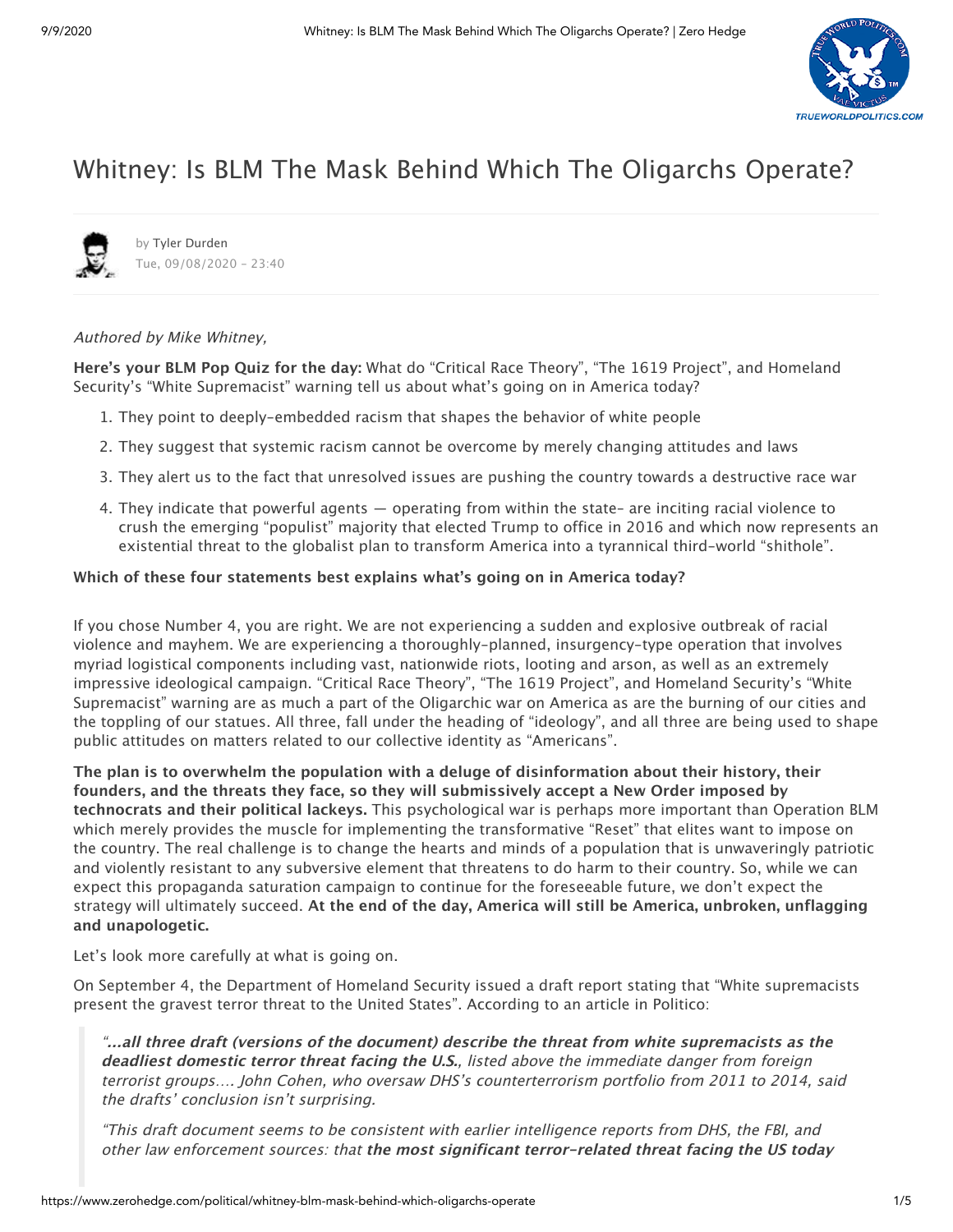# Whitney: Is BLM The Mask Behind Which The Oligarchs Operate?

by Tyler Durden
Tue, 09/08/2020 - 23:40

*Authored by Mike Whitney,*

**Here's your BLM Pop Quiz for the day:** What do "Critical Race Theory", "The 1619 Project", and Homeland Security's "White Supremacist" warning tell us about what's going on in America today?

1. They point to deeply-embedded racism that shapes the behavior of white people
2. They suggest that systemic racism cannot be overcome by merely changing attitudes and laws
3. They alert us to the fact that unresolved issues are pushing the country towards a destructive race war
4. They indicate that powerful agents — operating from within the state- are inciting racial violence to crush the emerging "populist" majority that elected Trump to office in 2016 and which now represents an existential threat to the globalist plan to transform America into a tyrannical third-world "shithole".

**Which of these four statements best explains what's going on in America today?**

If you chose Number 4, you are right. We are not experiencing a sudden and explosive outbreak of racial violence and mayhem. We are experiencing a thoroughly-planned, insurgency-type operation that involves myriad logistical components including vast, nationwide riots, looting and arson, as well as an extremely impressive ideological campaign. "Critical Race Theory", "The 1619 Project", and Homeland Security's "White Supremacist" warning are as much a part of the Oligarchic war on America as are the burning of our cities and the toppling of our statues. All three, fall under the heading of "ideology", and all three are being used to shape public attitudes on matters related to our collective identity as "Americans".

**The plan is to overwhelm the population with a deluge of disinformation about their history, their founders, and the threats they face, so they will submissively accept a New Order imposed by technocrats and their political lackeys.** This psychological war is perhaps more important than Operation BLM which merely provides the muscle for implementing the transformative "Reset" that elites want to impose on the country. The real challenge is to change the hearts and minds of a population that is unwaveringly patriotic and violently resistant to any subversive element that threatens to do harm to their country. So, while we can expect this propaganda saturation campaign to continue for the foreseeable future, we don't expect the strategy will ultimately succeed. **At the end of the day, America will still be America, unbroken, unflagging and unapologetic.**

Let's look more carefully at what is going on.

On September 4, the Department of Homeland Security issued a draft report stating that "White supremacists present the gravest terror threat to the United States". According to an article in Politico:

> *"**…all three draft (versions of the document) describe the threat from white supremacists as the deadliest domestic terror threat facing the U.S.**, listed above the immediate danger from foreign terrorist groups…. John Cohen, who oversaw DHS's counterterrorism portfolio from 2011 to 2014, said the drafts' conclusion isn't surprising.*
>
> *"This draft document seems to be consistent with earlier intelligence reports from DHS, the FBI, and other law enforcement sources: that **the most significant terror-related threat facing the US today***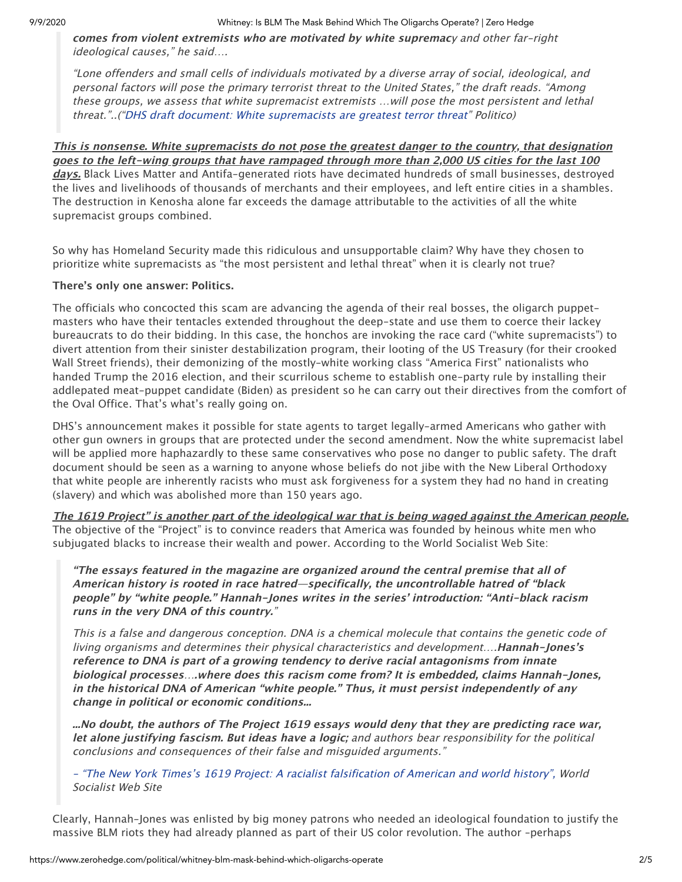> ***comes from violent extremists who are motivated by white supremac****y and other far-right ideological causes," he said….*
>
> *"Lone offenders and small cells of individuals motivated by a diverse array of social, ideological, and personal factors will pose the primary terrorist threat to the United States," the draft reads. "Among these groups, we assess that white supremacist extremists …will pose the most persistent and lethal threat."..("DHS draft document: White supremacists are greatest terror threat" Politico)*

***This is nonsense. White supremacists do not pose the greatest danger to the country, that designation goes to the left-wing groups that have rampaged through more than 2,000 US cities for the last 100 days.*** Black Lives Matter and Antifa-generated riots have decimated hundreds of small businesses, destroyed the lives and livelihoods of thousands of merchants and their employees, and left entire cities in a shambles. The destruction in Kenosha alone far exceeds the damage attributable to the activities of all the white supremacist groups combined.

So why has Homeland Security made this ridiculous and unsupportable claim? Why have they chosen to prioritize white supremacists as "the most persistent and lethal threat" when it is clearly not true?

**There's only one answer: Politics.**

The officials who concocted this scam are advancing the agenda of their real bosses, the oligarch puppet-masters who have their tentacles extended throughout the deep-state and use them to coerce their lackey bureaucrats to do their bidding. In this case, the honchos are invoking the race card ("white supremacists") to divert attention from their sinister destabilization program, their looting of the US Treasury (for their crooked Wall Street friends), their demonizing of the mostly-white working class "America First" nationalists who handed Trump the 2016 election, and their scurrilous scheme to establish one-party rule by installing their addlepated meat-puppet candidate (Biden) as president so he can carry out their directives from the comfort of the Oval Office. That's what's really going on.

DHS's announcement makes it possible for state agents to target legally-armed Americans who gather with other gun owners in groups that are protected under the second amendment. Now the white supremacist label will be applied more haphazardly to these same conservatives who pose no danger to public safety. The draft document should be seen as a warning to anyone whose beliefs do not jibe with the New Liberal Orthodoxy that white people are inherently racists who must ask forgiveness for a system they had no hand in creating (slavery) and which was abolished more than 150 years ago.

***The 1619 Project" is another part of the ideological war that is being waged against the American people.*** The objective of the "Project" is to convince readers that America was founded by heinous white men who subjugated blacks to increase their wealth and power. According to the World Socialist Web Site:

> ***"The essays featured in the magazine are organized around the central premise that all of American history is rooted in race hatred—specifically, the uncontrollable hatred of "black people" by "white people." Hannah-Jones writes in the series' introduction: "Anti-black racism runs in the very DNA of this country."****"*
>
> *This is a false and dangerous conception. DNA is a chemical molecule that contains the genetic code of living organisms and determines their physical characteristics and development….**Hannah-Jones's reference to DNA is part of a growing tendency to derive racial antagonisms from innate biological processes**….**where does this racism come from? It is embedded, claims Hannah-Jones, in the historical DNA of American "white people." Thus, it must persist independently of any change in political or economic conditions…***
>
> ***…No doubt, the authors of The Project 1619 essays would deny that they are predicting race war, let alone justifying fascism. But ideas have a logic;** and authors bear responsibility for the political conclusions and consequences of their false and misguided arguments."*
>
> *- "The New York Times's 1619 Project: A racialist falsification of American and world history", World Socialist Web Site*

Clearly, Hannah-Jones was enlisted by big money patrons who needed an ideological foundation to justify the massive BLM riots they had already planned as part of their US color revolution. The author -perhaps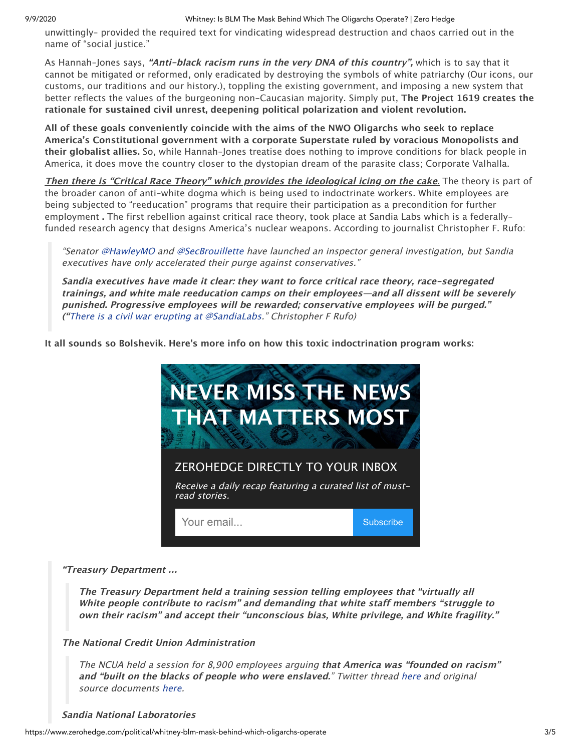unwittingly- provided the required text for vindicating widespread destruction and chaos carried out in the name of "social justice."

As Hannah-Jones says, ***"Anti-black racism runs in the very DNA of this country",*** which is to say that it cannot be mitigated or reformed, only eradicated by destroying the symbols of white patriarchy (Our icons, our customs, our traditions and our history.), toppling the existing government, and imposing a new system that better reflects the values of the burgeoning non-Caucasian majority. Simply put, **The Project 1619 creates the rationale for sustained civil unrest, deepening political polarization and violent revolution.**

**All of these goals conveniently coincide with the aims of the NWO Oligarchs who seek to replace America's Constitutional government with a corporate Superstate ruled by voracious Monopolists and their globalist allies.** So, while Hannah-Jones treatise does nothing to improve conditions for black people in America, it does move the country closer to the dystopian dream of the parasite class; Corporate Valhalla.

***Then there is "Critical Race Theory" which provides the ideological icing on the cake.*** The theory is part of the broader canon of anti-white dogma which is being used to indoctrinate workers. White employees are being subjected to "reeducation" programs that require their participation as a precondition for further employment **.** The first rebellion against critical race theory, took place at Sandia Labs which is a federally-funded research agency that designs America's nuclear weapons. According to journalist Christopher F. Rufo:

> *"Senator @HawleyMO and @SecBrouillette have launched an inspector general investigation, but Sandia executives have only accelerated their purge against conservatives."*
>
> ***Sandia executives have made it clear: they want to force critical race theory, race-segregated trainings, and white male reeducation camps on their employees—and all dissent will be severely punished. Progressive employees will be rewarded; conservative employees will be purged."*** *("There is a civil war erupting at @SandiaLabs." Christopher F Rufo)*

**It all sounds so Bolshevik. Here's more info on how this toxic indoctrination program works:**

NEVER MISS THE NEWS THAT MATTERS MOST

ZEROHEDGE DIRECTLY TO YOUR INBOX

*Receive a daily recap featuring a curated list of must-read stories.*

Your email... Subscribe

> ***"Treasury Department ...***
>
> > ***The Treasury Department held a training session telling employees that "virtually all White people contribute to racism" and demanding that white staff members "struggle to own their racism" and accept their "unconscious bias, White privilege, and White fragility."***
>
> ***The National Credit Union Administration***
>
> > *The NCUA held a session for 8,900 employees arguing* ***that America was "founded on racism" and "built on the blacks of people who were enslaved."*** *Twitter thread here and original source documents here.*
>
> ***Sandia National Laboratories***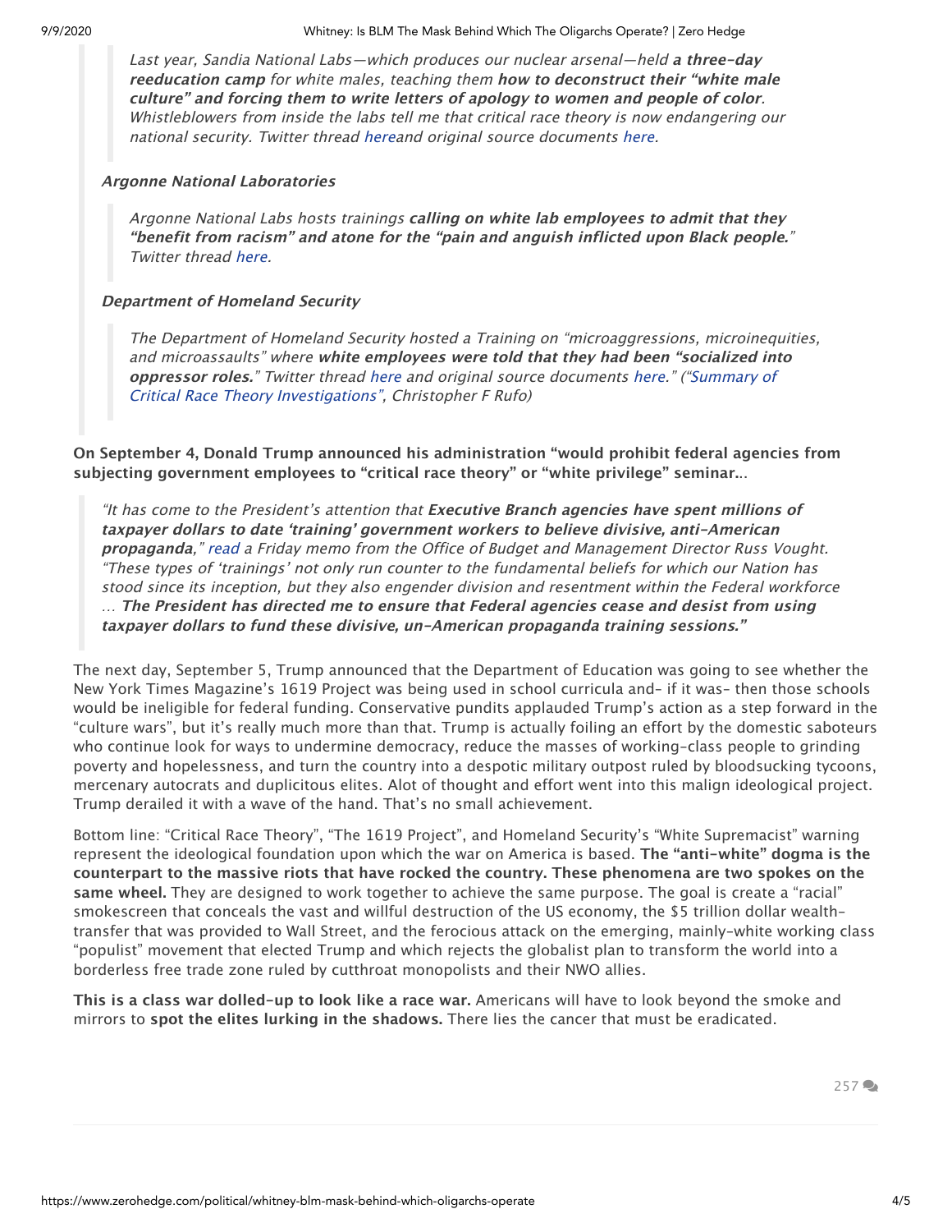> *Last year, Sandia National Labs—which produces our nuclear arsenal—held* ***a three-day reeducation camp*** *for white males, teaching them* ***how to deconstruct their "white male culture" and forcing them to write letters of apology to women and people of color****. Whistleblowers from inside the labs tell me that critical race theory is now endangering our national security. Twitter thread hereand original source documents here.*

***Argonne National Laboratories***

> *Argonne National Labs hosts trainings* ***calling on white lab employees to admit that they "benefit from racism" and atone for the "pain and anguish inflicted upon Black people."*** *Twitter thread here.*

***Department of Homeland Security***

> *The Department of Homeland Security hosted a Training on "microaggressions, microinequities, and microassaults" where* ***white employees were told that they had been "socialized into oppressor roles."*** *Twitter thread here and original source documents here." ("Summary of Critical Race Theory Investigations", Christopher F Rufo)*

**On September 4, Donald Trump announced his administration "would prohibit federal agencies from subjecting government employees to "critical race theory" or "white privilege" seminar…**

> *"It has come to the President's attention that* ***Executive Branch agencies have spent millions of taxpayer dollars to date 'training' government workers to believe divisive, anti-American propaganda****," read a Friday memo from the Office of Budget and Management Director Russ Vought. "These types of 'trainings' not only run counter to the fundamental beliefs for which our Nation has stood since its inception, but they also engender division and resentment within the Federal workforce …* ***The President has directed me to ensure that Federal agencies cease and desist from using taxpayer dollars to fund these divisive, un-American propaganda training sessions."***

The next day, September 5, Trump announced that the Department of Education was going to see whether the New York Times Magazine's 1619 Project was being used in school curricula and- if it was- then those schools would be ineligible for federal funding. Conservative pundits applauded Trump's action as a step forward in the "culture wars", but it's really much more than that. Trump is actually foiling an effort by the domestic saboteurs who continue look for ways to undermine democracy, reduce the masses of working-class people to grinding poverty and hopelessness, and turn the country into a despotic military outpost ruled by bloodsucking tycoons, mercenary autocrats and duplicitous elites. Alot of thought and effort went into this malign ideological project. Trump derailed it with a wave of the hand. That's no small achievement.

Bottom line: "Critical Race Theory", "The 1619 Project", and Homeland Security's "White Supremacist" warning represent the ideological foundation upon which the war on America is based. **The "anti-white" dogma is the counterpart to the massive riots that have rocked the country. These phenomena are two spokes on the same wheel.** They are designed to work together to achieve the same purpose. The goal is create a "racial" smokescreen that conceals the vast and willful destruction of the US economy, the $5 trillion dollar wealth-transfer that was provided to Wall Street, and the ferocious attack on the emerging, mainly-white working class "populist" movement that elected Trump and which rejects the globalist plan to transform the world into a borderless free trade zone ruled by cutthroat monopolists and their NWO allies.

**This is a class war dolled-up to look like a race war.** Americans will have to look beyond the smoke and mirrors to **spot the elites lurking in the shadows.** There lies the cancer that must be eradicated.

257